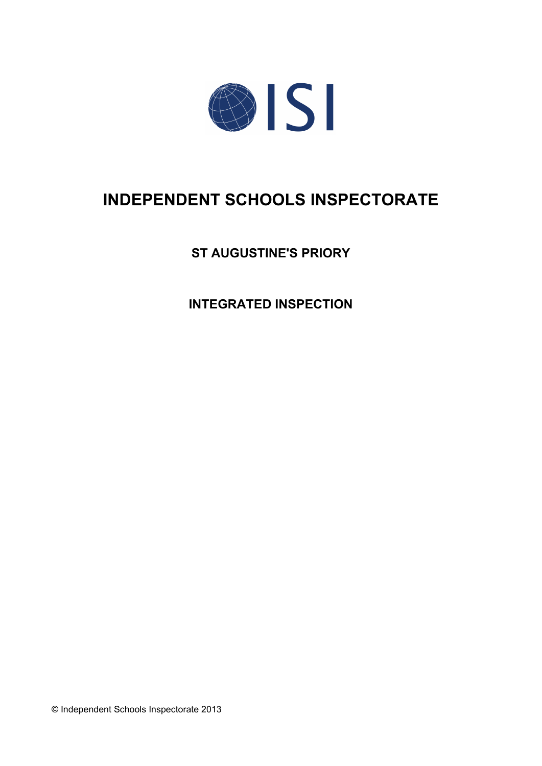ISI

# INDEPENDENT SCHOOLS INSPECTORATE

## ST AUGUSTINE'S PRIORY

## INTEGRATED INSPECTION

© Independent Schools Inspectorate 2013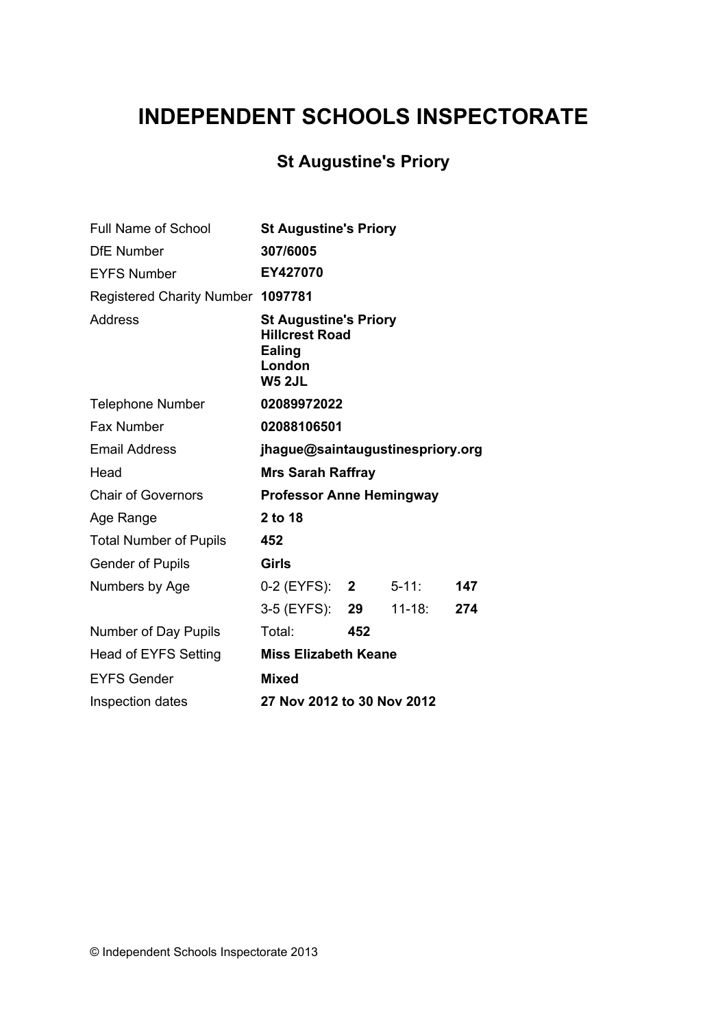# INDEPENDENT SCHOOLS INSPECTORATE

## St Augustine's Priory

| | | | | |
|---|---|---|---|---|
| Full Name of School | **St Augustine's Priory** | | | |
| DfE Number | **307/6005** | | | |
| EYFS Number | **EY427070** | | | |
| Registered Charity Number | **1097781** | | | |
| Address | **St Augustine's Priory**<br>**Hillcrest Road**<br>**Ealing**<br>**London**<br>**W5 2JL** | | | |
| Telephone Number | **02089972022** | | | |
| Fax Number | **02088106501** | | | |
| Email Address | **jhague@saintaugustinespriory.org** | | | |
| Head | **Mrs Sarah Raffray** | | | |
| Chair of Governors | **Professor Anne Hemingway** | | | |
| Age Range | **2 to 18** | | | |
| Total Number of Pupils | **452** | | | |
| Gender of Pupils | **Girls** | | | |
| Numbers by Age | 0-2 (EYFS): | **2** | 5-11: | **147** |
| | 3-5 (EYFS): | **29** | 11-18: | **274** |
| Number of Day Pupils | Total: | **452** | | |
| Head of EYFS Setting | **Miss Elizabeth Keane** | | | |
| EYFS Gender | **Mixed** | | | |
| Inspection dates | **27 Nov 2012 to 30 Nov 2012** | | | |

© Independent Schools Inspectorate 2013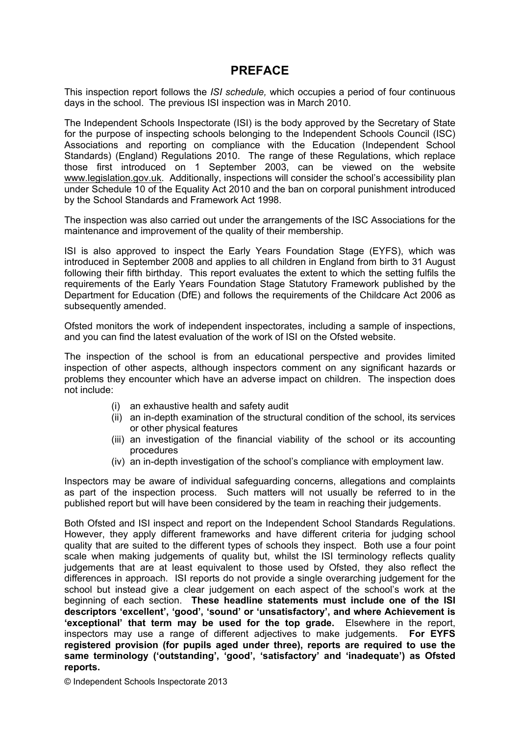# PREFACE

This inspection report follows the *ISI schedule,* which occupies a period of four continuous days in the school. The previous ISI inspection was in March 2010.

The Independent Schools Inspectorate (ISI) is the body approved by the Secretary of State for the purpose of inspecting schools belonging to the Independent Schools Council (ISC) Associations and reporting on compliance with the Education (Independent School Standards) (England) Regulations 2010. The range of these Regulations, which replace those first introduced on 1 September 2003, can be viewed on the website www.legislation.gov.uk. Additionally, inspections will consider the school's accessibility plan under Schedule 10 of the Equality Act 2010 and the ban on corporal punishment introduced by the School Standards and Framework Act 1998.

The inspection was also carried out under the arrangements of the ISC Associations for the maintenance and improvement of the quality of their membership.

ISI is also approved to inspect the Early Years Foundation Stage (EYFS), which was introduced in September 2008 and applies to all children in England from birth to 31 August following their fifth birthday. This report evaluates the extent to which the setting fulfils the requirements of the Early Years Foundation Stage Statutory Framework published by the Department for Education (DfE) and follows the requirements of the Childcare Act 2006 as subsequently amended.

Ofsted monitors the work of independent inspectorates, including a sample of inspections, and you can find the latest evaluation of the work of ISI on the Ofsted website.

The inspection of the school is from an educational perspective and provides limited inspection of other aspects, although inspectors comment on any significant hazards or problems they encounter which have an adverse impact on children. The inspection does not include:

- (i) an exhaustive health and safety audit
- (ii) an in-depth examination of the structural condition of the school, its services or other physical features
- (iii) an investigation of the financial viability of the school or its accounting procedures
- (iv) an in-depth investigation of the school's compliance with employment law.

Inspectors may be aware of individual safeguarding concerns, allegations and complaints as part of the inspection process. Such matters will not usually be referred to in the published report but will have been considered by the team in reaching their judgements.

Both Ofsted and ISI inspect and report on the Independent School Standards Regulations. However, they apply different frameworks and have different criteria for judging school quality that are suited to the different types of schools they inspect. Both use a four point scale when making judgements of quality but, whilst the ISI terminology reflects quality judgements that are at least equivalent to those used by Ofsted, they also reflect the differences in approach. ISI reports do not provide a single overarching judgement for the school but instead give a clear judgement on each aspect of the school's work at the beginning of each section. **These headline statements must include one of the ISI descriptors 'excellent', 'good', 'sound' or 'unsatisfactory', and where Achievement is 'exceptional' that term may be used for the top grade.** Elsewhere in the report, inspectors may use a range of different adjectives to make judgements. **For EYFS registered provision (for pupils aged under three), reports are required to use the same terminology ('outstanding', 'good', 'satisfactory' and 'inadequate') as Ofsted reports.**

© Independent Schools Inspectorate 2013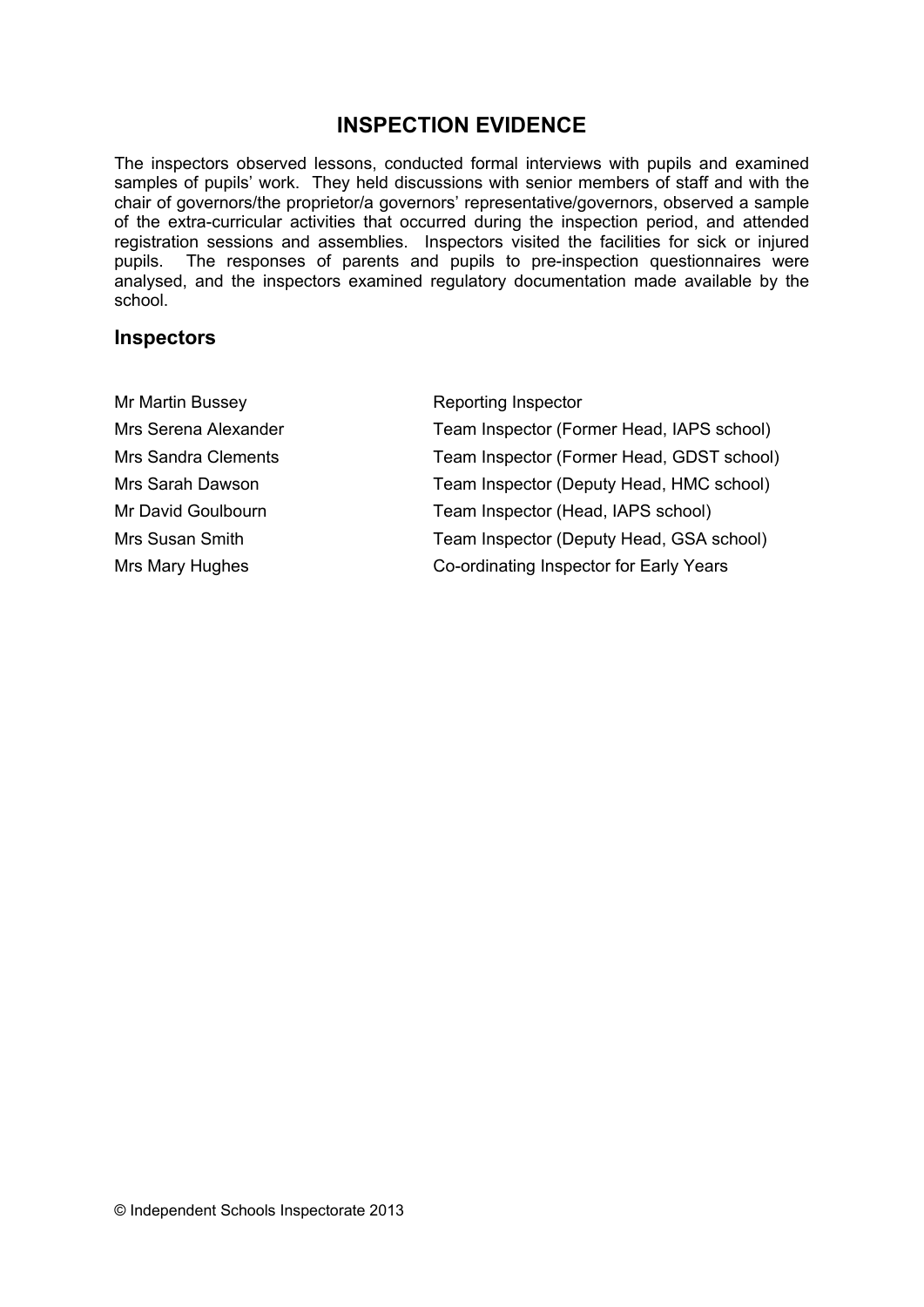# INSPECTION EVIDENCE

The inspectors observed lessons, conducted formal interviews with pupils and examined samples of pupils' work. They held discussions with senior members of staff and with the chair of governors/the proprietor/a governors' representative/governors, observed a sample of the extra-curricular activities that occurred during the inspection period, and attended registration sessions and assemblies. Inspectors visited the facilities for sick or injured pupils. The responses of parents and pupils to pre-inspection questionnaires were analysed, and the inspectors examined regulatory documentation made available by the school.

## Inspectors

| | |
|---|---|
| Mr Martin Bussey | Reporting Inspector |
| Mrs Serena Alexander | Team Inspector (Former Head, IAPS school) |
| Mrs Sandra Clements | Team Inspector (Former Head, GDST school) |
| Mrs Sarah Dawson | Team Inspector (Deputy Head, HMC school) |
| Mr David Goulbourn | Team Inspector (Head, IAPS school) |
| Mrs Susan Smith | Team Inspector (Deputy Head, GSA school) |
| Mrs Mary Hughes | Co-ordinating Inspector for Early Years |

© Independent Schools Inspectorate 2013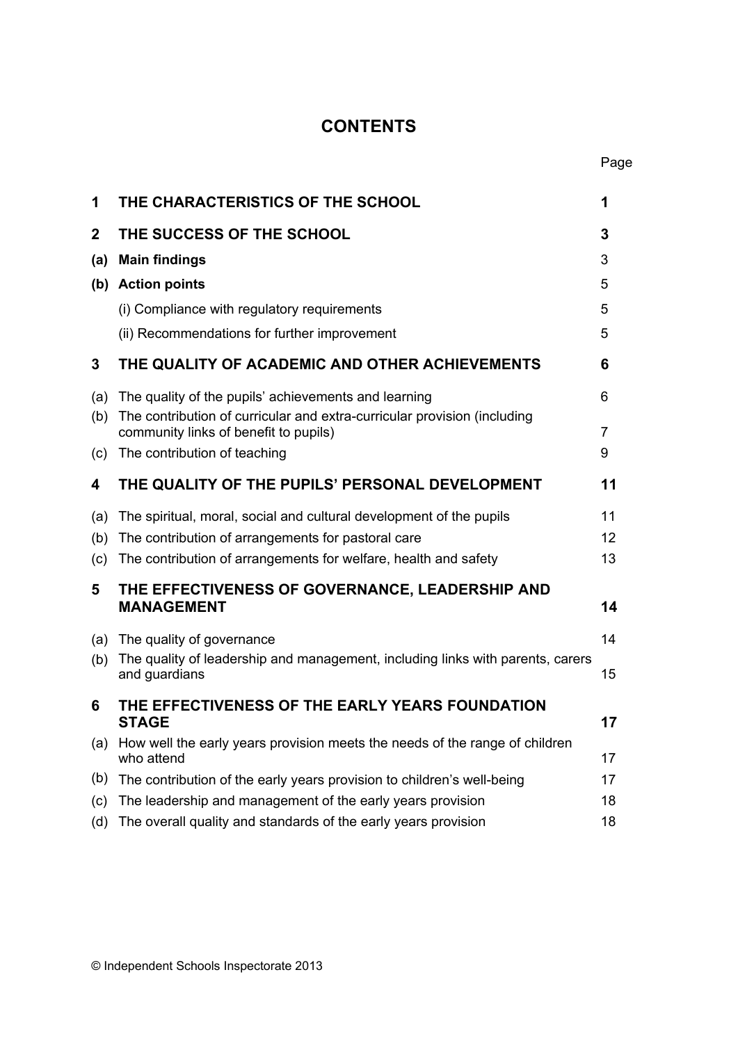# CONTENTS

| | | Page |
|---|---|---|
| **1** | **THE CHARACTERISTICS OF THE SCHOOL** | **1** |
| **2** | **THE SUCCESS OF THE SCHOOL** | **3** |
| **(a)** | **Main findings** | 3 |
| **(b)** | **Action points** | 5 |
| | (i) Compliance with regulatory requirements | 5 |
| | (ii) Recommendations for further improvement | 5 |
| **3** | **THE QUALITY OF ACADEMIC AND OTHER ACHIEVEMENTS** | **6** |
| (a) | The quality of the pupils' achievements and learning | 6 |
| (b) | The contribution of curricular and extra-curricular provision (including community links of benefit to pupils) | 7 |
| (c) | The contribution of teaching | 9 |
| **4** | **THE QUALITY OF THE PUPILS' PERSONAL DEVELOPMENT** | **11** |
| (a) | The spiritual, moral, social and cultural development of the pupils | 11 |
| (b) | The contribution of arrangements for pastoral care | 12 |
| (c) | The contribution of arrangements for welfare, health and safety | 13 |
| **5** | **THE EFFECTIVENESS OF GOVERNANCE, LEADERSHIP AND MANAGEMENT** | **14** |
| (a) | The quality of governance | 14 |
| (b) | The quality of leadership and management, including links with parents, carers and guardians | 15 |
| **6** | **THE EFFECTIVENESS OF THE EARLY YEARS FOUNDATION STAGE** | **17** |
| (a) | How well the early years provision meets the needs of the range of children who attend | 17 |
| (b) | The contribution of the early years provision to children's well-being | 17 |
| (c) | The leadership and management of the early years provision | 18 |
| (d) | The overall quality and standards of the early years provision | 18 |

© Independent Schools Inspectorate 2013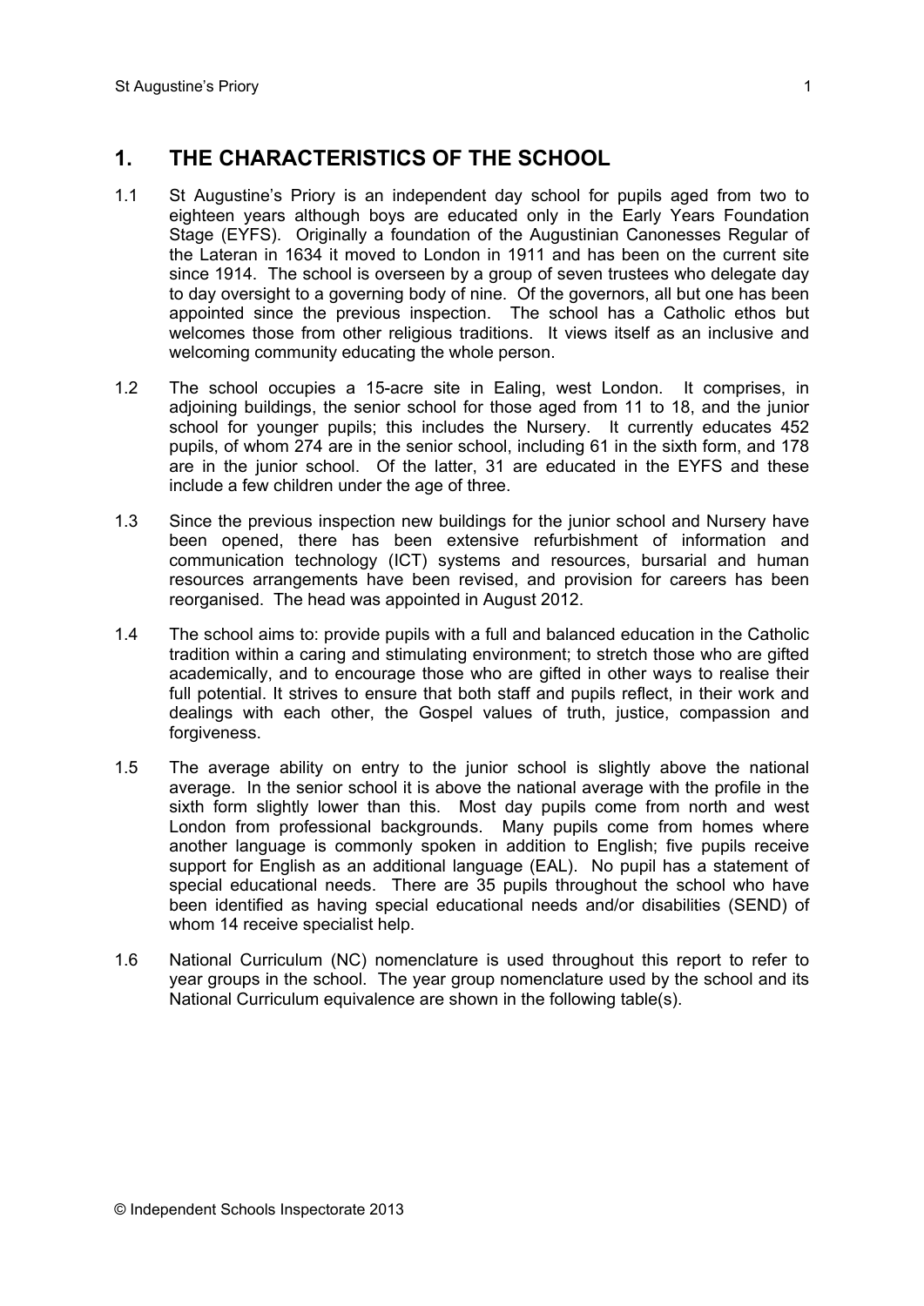## 1. THE CHARACTERISTICS OF THE SCHOOL

1.1 St Augustine's Priory is an independent day school for pupils aged from two to eighteen years although boys are educated only in the Early Years Foundation Stage (EYFS). Originally a foundation of the Augustinian Canonesses Regular of the Lateran in 1634 it moved to London in 1911 and has been on the current site since 1914. The school is overseen by a group of seven trustees who delegate day to day oversight to a governing body of nine. Of the governors, all but one has been appointed since the previous inspection. The school has a Catholic ethos but welcomes those from other religious traditions. It views itself as an inclusive and welcoming community educating the whole person.

1.2 The school occupies a 15-acre site in Ealing, west London. It comprises, in adjoining buildings, the senior school for those aged from 11 to 18, and the junior school for younger pupils; this includes the Nursery. It currently educates 452 pupils, of whom 274 are in the senior school, including 61 in the sixth form, and 178 are in the junior school. Of the latter, 31 are educated in the EYFS and these include a few children under the age of three.

1.3 Since the previous inspection new buildings for the junior school and Nursery have been opened, there has been extensive refurbishment of information and communication technology (ICT) systems and resources, bursarial and human resources arrangements have been revised, and provision for careers has been reorganised. The head was appointed in August 2012.

1.4 The school aims to: provide pupils with a full and balanced education in the Catholic tradition within a caring and stimulating environment; to stretch those who are gifted academically, and to encourage those who are gifted in other ways to realise their full potential. It strives to ensure that both staff and pupils reflect, in their work and dealings with each other, the Gospel values of truth, justice, compassion and forgiveness.

1.5 The average ability on entry to the junior school is slightly above the national average. In the senior school it is above the national average with the profile in the sixth form slightly lower than this. Most day pupils come from north and west London from professional backgrounds. Many pupils come from homes where another language is commonly spoken in addition to English; five pupils receive support for English as an additional language (EAL). No pupil has a statement of special educational needs. There are 35 pupils throughout the school who have been identified as having special educational needs and/or disabilities (SEND) of whom 14 receive specialist help.

1.6 National Curriculum (NC) nomenclature is used throughout this report to refer to year groups in the school. The year group nomenclature used by the school and its National Curriculum equivalence are shown in the following table(s).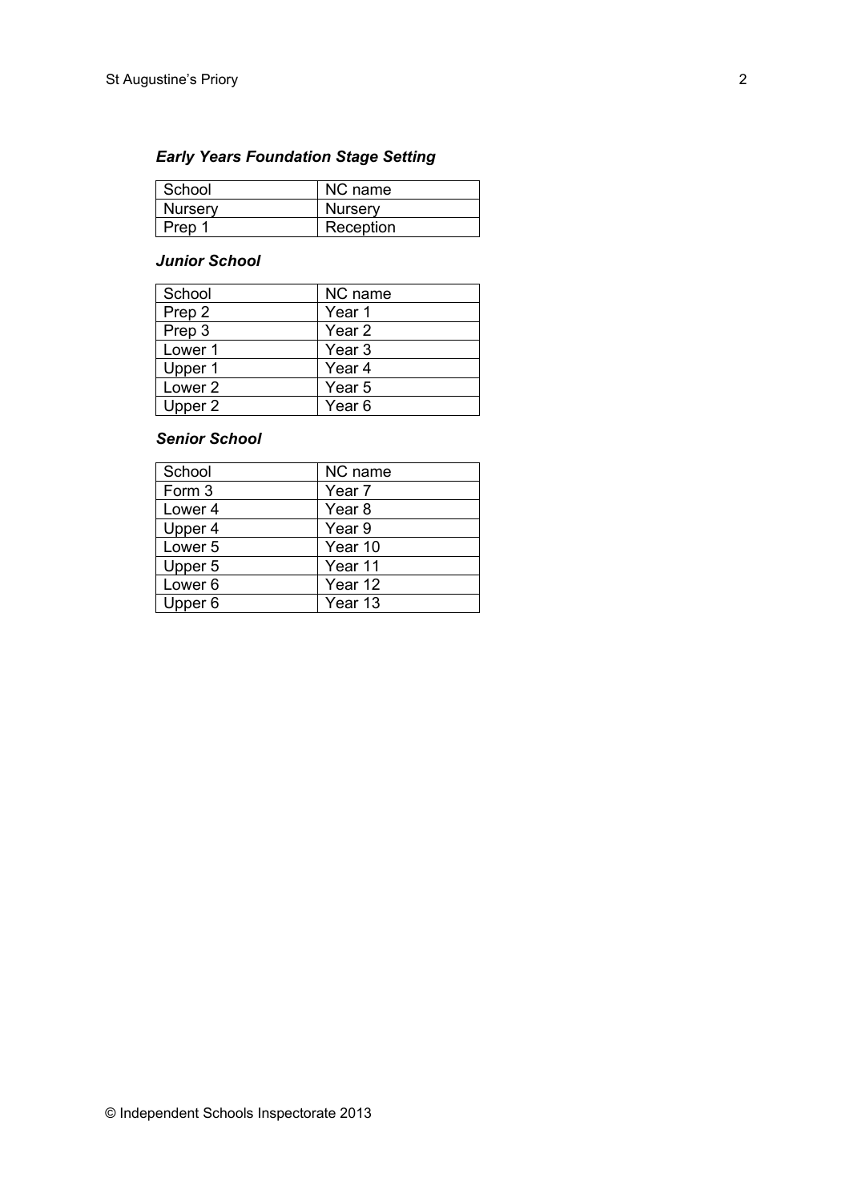***Early Years Foundation Stage Setting***

| School | NC name |
| --- | --- |
| Nursery | Nursery |
| Prep 1 | Reception |

***Junior School***

| School | NC name |
| --- | --- |
| Prep 2 | Year 1 |
| Prep 3 | Year 2 |
| Lower 1 | Year 3 |
| Upper 1 | Year 4 |
| Lower 2 | Year 5 |
| Upper 2 | Year 6 |

***Senior School***

| School | NC name |
| --- | --- |
| Form 3 | Year 7 |
| Lower 4 | Year 8 |
| Upper 4 | Year 9 |
| Lower 5 | Year 10 |
| Upper 5 | Year 11 |
| Lower 6 | Year 12 |
| Upper 6 | Year 13 |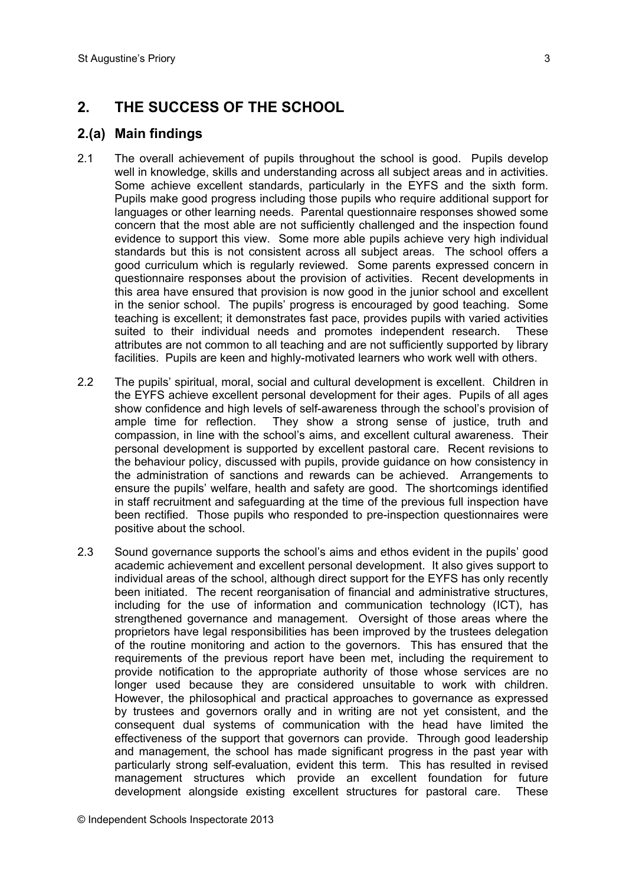## 2. THE SUCCESS OF THE SCHOOL

### 2.(a) Main findings

2.1 The overall achievement of pupils throughout the school is good. Pupils develop well in knowledge, skills and understanding across all subject areas and in activities. Some achieve excellent standards, particularly in the EYFS and the sixth form. Pupils make good progress including those pupils who require additional support for languages or other learning needs. Parental questionnaire responses showed some concern that the most able are not sufficiently challenged and the inspection found evidence to support this view. Some more able pupils achieve very high individual standards but this is not consistent across all subject areas. The school offers a good curriculum which is regularly reviewed. Some parents expressed concern in questionnaire responses about the provision of activities. Recent developments in this area have ensured that provision is now good in the junior school and excellent in the senior school. The pupils' progress is encouraged by good teaching. Some teaching is excellent; it demonstrates fast pace, provides pupils with varied activities suited to their individual needs and promotes independent research. These attributes are not common to all teaching and are not sufficiently supported by library facilities. Pupils are keen and highly-motivated learners who work well with others.

2.2 The pupils' spiritual, moral, social and cultural development is excellent. Children in the EYFS achieve excellent personal development for their ages. Pupils of all ages show confidence and high levels of self-awareness through the school's provision of ample time for reflection. They show a strong sense of justice, truth and compassion, in line with the school's aims, and excellent cultural awareness. Their personal development is supported by excellent pastoral care. Recent revisions to the behaviour policy, discussed with pupils, provide guidance on how consistency in the administration of sanctions and rewards can be achieved. Arrangements to ensure the pupils' welfare, health and safety are good. The shortcomings identified in staff recruitment and safeguarding at the time of the previous full inspection have been rectified. Those pupils who responded to pre-inspection questionnaires were positive about the school.

2.3 Sound governance supports the school's aims and ethos evident in the pupils' good academic achievement and excellent personal development. It also gives support to individual areas of the school, although direct support for the EYFS has only recently been initiated. The recent reorganisation of financial and administrative structures, including for the use of information and communication technology (ICT), has strengthened governance and management. Oversight of those areas where the proprietors have legal responsibilities has been improved by the trustees delegation of the routine monitoring and action to the governors. This has ensured that the requirements of the previous report have been met, including the requirement to provide notification to the appropriate authority of those whose services are no longer used because they are considered unsuitable to work with children. However, the philosophical and practical approaches to governance as expressed by trustees and governors orally and in writing are not yet consistent, and the consequent dual systems of communication with the head have limited the effectiveness of the support that governors can provide. Through good leadership and management, the school has made significant progress in the past year with particularly strong self-evaluation, evident this term. This has resulted in revised management structures which provide an excellent foundation for future development alongside existing excellent structures for pastoral care. These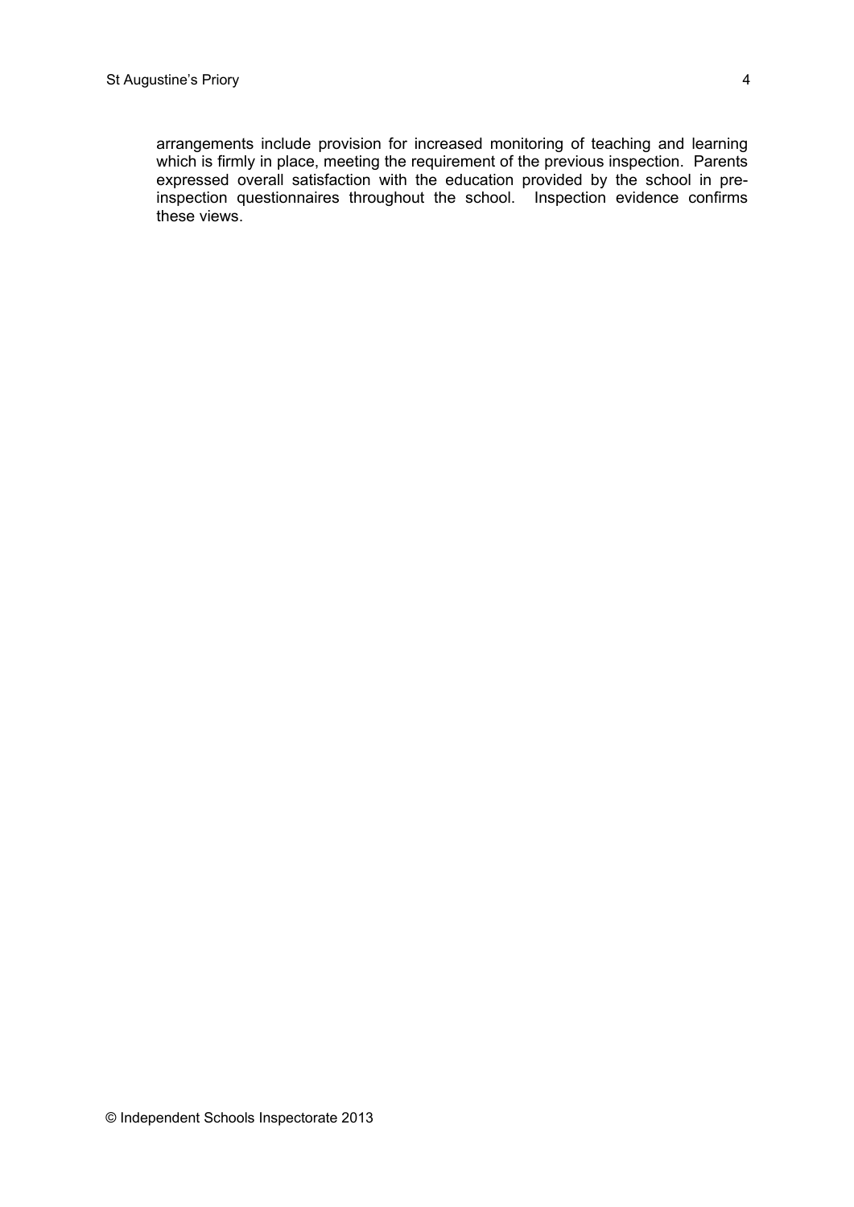arrangements include provision for increased monitoring of teaching and learning which is firmly in place, meeting the requirement of the previous inspection. Parents expressed overall satisfaction with the education provided by the school in pre-inspection questionnaires throughout the school. Inspection evidence confirms these views.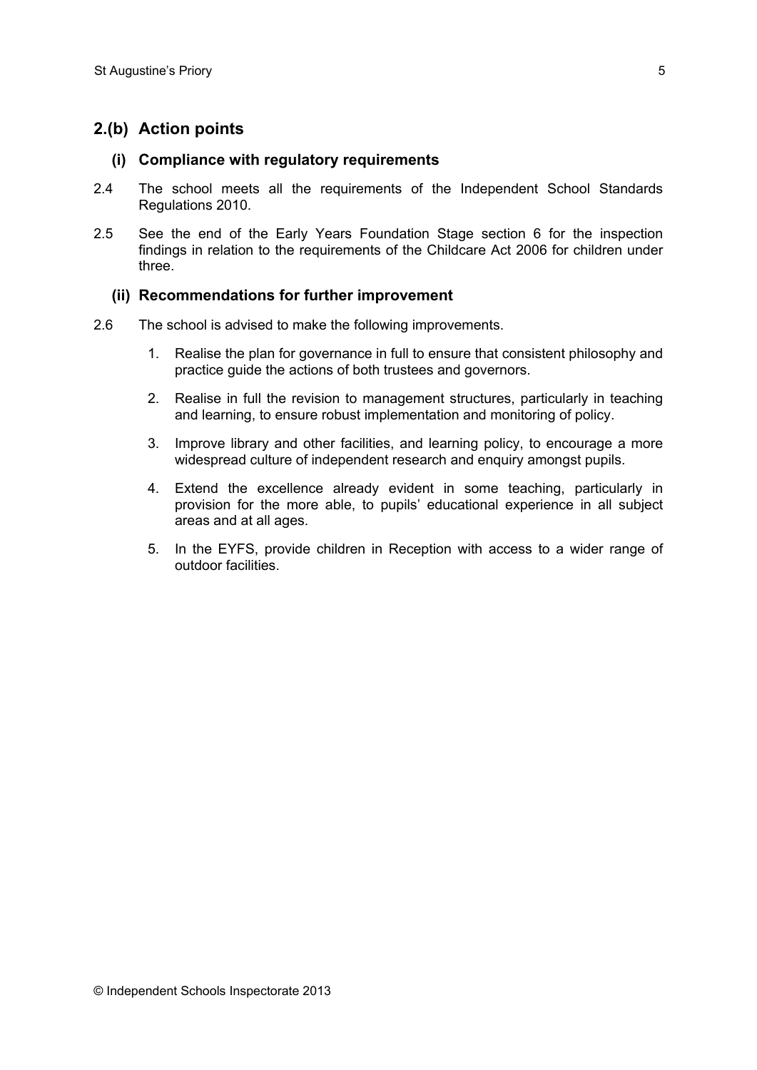## 2.(b) Action points

### (i) Compliance with regulatory requirements

2.4 The school meets all the requirements of the Independent School Standards Regulations 2010.

2.5 See the end of the Early Years Foundation Stage section 6 for the inspection findings in relation to the requirements of the Childcare Act 2006 for children under three.

### (ii) Recommendations for further improvement

2.6 The school is advised to make the following improvements.

1. Realise the plan for governance in full to ensure that consistent philosophy and practice guide the actions of both trustees and governors.
2. Realise in full the revision to management structures, particularly in teaching and learning, to ensure robust implementation and monitoring of policy.
3. Improve library and other facilities, and learning policy, to encourage a more widespread culture of independent research and enquiry amongst pupils.
4. Extend the excellence already evident in some teaching, particularly in provision for the more able, to pupils' educational experience in all subject areas and at all ages.
5. In the EYFS, provide children in Reception with access to a wider range of outdoor facilities.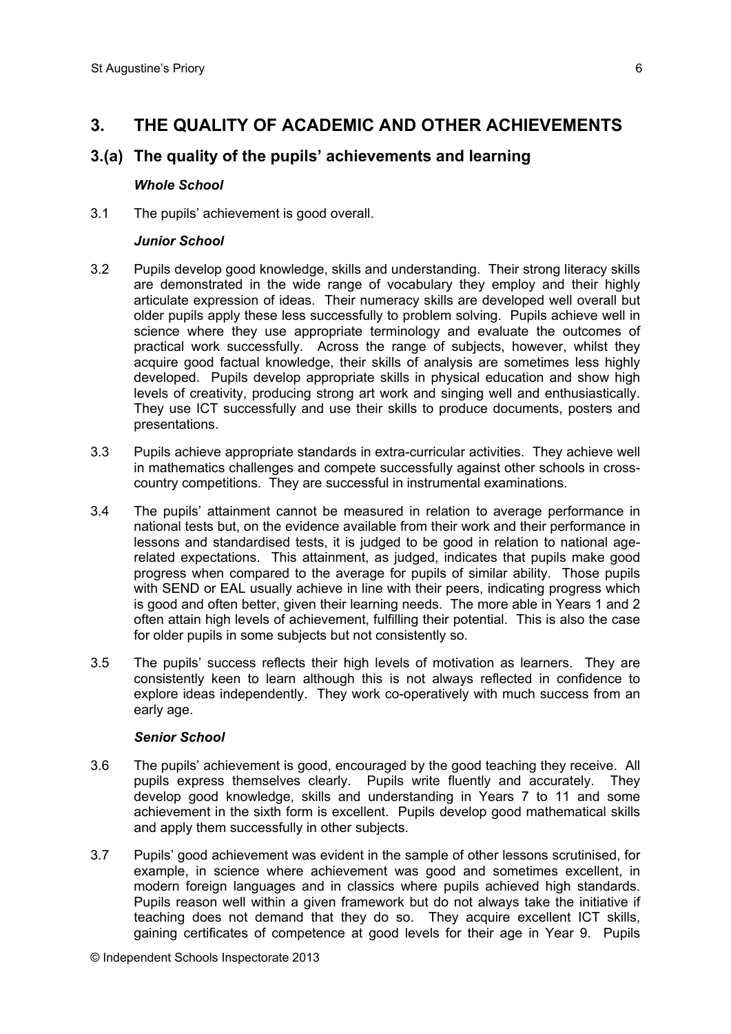## 3. THE QUALITY OF ACADEMIC AND OTHER ACHIEVEMENTS

### 3.(a) The quality of the pupils' achievements and learning

***Whole School***

3.1 The pupils' achievement is good overall.

***Junior School***

3.2 Pupils develop good knowledge, skills and understanding. Their strong literacy skills are demonstrated in the wide range of vocabulary they employ and their highly articulate expression of ideas. Their numeracy skills are developed well overall but older pupils apply these less successfully to problem solving. Pupils achieve well in science where they use appropriate terminology and evaluate the outcomes of practical work successfully. Across the range of subjects, however, whilst they acquire good factual knowledge, their skills of analysis are sometimes less highly developed. Pupils develop appropriate skills in physical education and show high levels of creativity, producing strong art work and singing well and enthusiastically. They use ICT successfully and use their skills to produce documents, posters and presentations.

3.3 Pupils achieve appropriate standards in extra-curricular activities. They achieve well in mathematics challenges and compete successfully against other schools in cross-country competitions. They are successful in instrumental examinations.

3.4 The pupils' attainment cannot be measured in relation to average performance in national tests but, on the evidence available from their work and their performance in lessons and standardised tests, it is judged to be good in relation to national age-related expectations. This attainment, as judged, indicates that pupils make good progress when compared to the average for pupils of similar ability. Those pupils with SEND or EAL usually achieve in line with their peers, indicating progress which is good and often better, given their learning needs. The more able in Years 1 and 2 often attain high levels of achievement, fulfilling their potential. This is also the case for older pupils in some subjects but not consistently so.

3.5 The pupils' success reflects their high levels of motivation as learners. They are consistently keen to learn although this is not always reflected in confidence to explore ideas independently. They work co-operatively with much success from an early age.

***Senior School***

3.6 The pupils' achievement is good, encouraged by the good teaching they receive. All pupils express themselves clearly. Pupils write fluently and accurately. They develop good knowledge, skills and understanding in Years 7 to 11 and some achievement in the sixth form is excellent. Pupils develop good mathematical skills and apply them successfully in other subjects.

3.7 Pupils' good achievement was evident in the sample of other lessons scrutinised, for example, in science where achievement was good and sometimes excellent, in modern foreign languages and in classics where pupils achieved high standards. Pupils reason well within a given framework but do not always take the initiative if teaching does not demand that they do so. They acquire excellent ICT skills, gaining certificates of competence at good levels for their age in Year 9. Pupils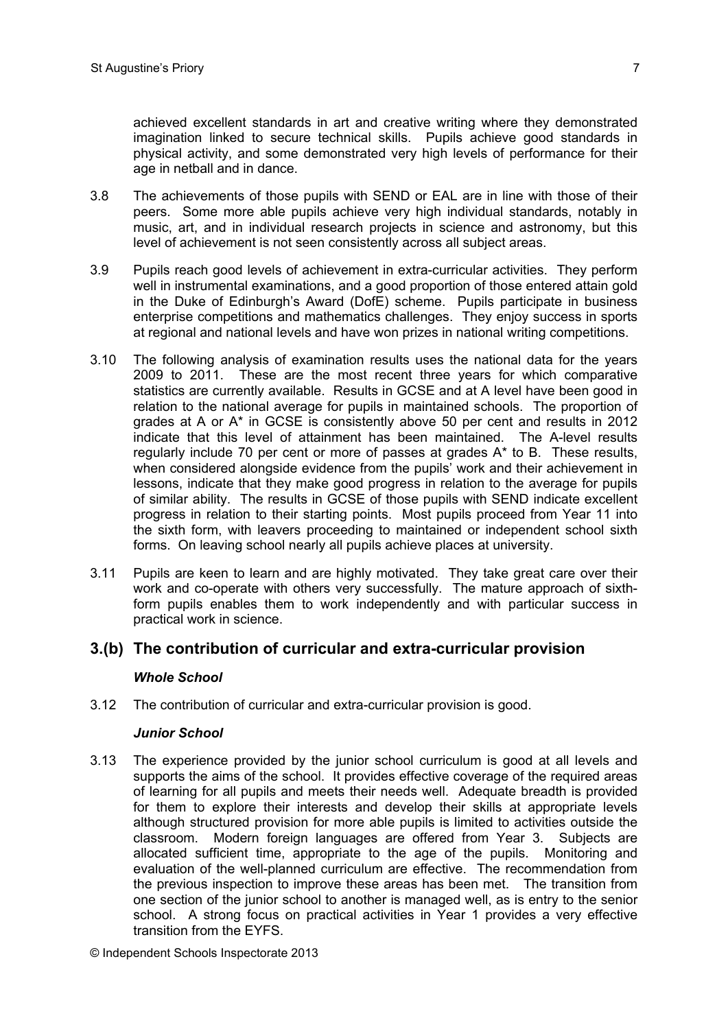achieved excellent standards in art and creative writing where they demonstrated imagination linked to secure technical skills. Pupils achieve good standards in physical activity, and some demonstrated very high levels of performance for their age in netball and in dance.

3.8 The achievements of those pupils with SEND or EAL are in line with those of their peers. Some more able pupils achieve very high individual standards, notably in music, art, and in individual research projects in science and astronomy, but this level of achievement is not seen consistently across all subject areas.

3.9 Pupils reach good levels of achievement in extra-curricular activities. They perform well in instrumental examinations, and a good proportion of those entered attain gold in the Duke of Edinburgh's Award (DofE) scheme. Pupils participate in business enterprise competitions and mathematics challenges. They enjoy success in sports at regional and national levels and have won prizes in national writing competitions.

3.10 The following analysis of examination results uses the national data for the years 2009 to 2011. These are the most recent three years for which comparative statistics are currently available. Results in GCSE and at A level have been good in relation to the national average for pupils in maintained schools. The proportion of grades at A or A* in GCSE is consistently above 50 per cent and results in 2012 indicate that this level of attainment has been maintained. The A-level results regularly include 70 per cent or more of passes at grades A* to B. These results, when considered alongside evidence from the pupils' work and their achievement in lessons, indicate that they make good progress in relation to the average for pupils of similar ability. The results in GCSE of those pupils with SEND indicate excellent progress in relation to their starting points. Most pupils proceed from Year 11 into the sixth form, with leavers proceeding to maintained or independent school sixth forms. On leaving school nearly all pupils achieve places at university.

3.11 Pupils are keen to learn and are highly motivated. They take great care over their work and co-operate with others very successfully. The mature approach of sixth-form pupils enables them to work independently and with particular success in practical work in science.

## 3.(b) The contribution of curricular and extra-curricular provision

***Whole School***

3.12 The contribution of curricular and extra-curricular provision is good.

***Junior School***

3.13 The experience provided by the junior school curriculum is good at all levels and supports the aims of the school. It provides effective coverage of the required areas of learning for all pupils and meets their needs well. Adequate breadth is provided for them to explore their interests and develop their skills at appropriate levels although structured provision for more able pupils is limited to activities outside the classroom. Modern foreign languages are offered from Year 3. Subjects are allocated sufficient time, appropriate to the age of the pupils. Monitoring and evaluation of the well-planned curriculum are effective. The recommendation from the previous inspection to improve these areas has been met. The transition from one section of the junior school to another is managed well, as is entry to the senior school. A strong focus on practical activities in Year 1 provides a very effective transition from the EYFS.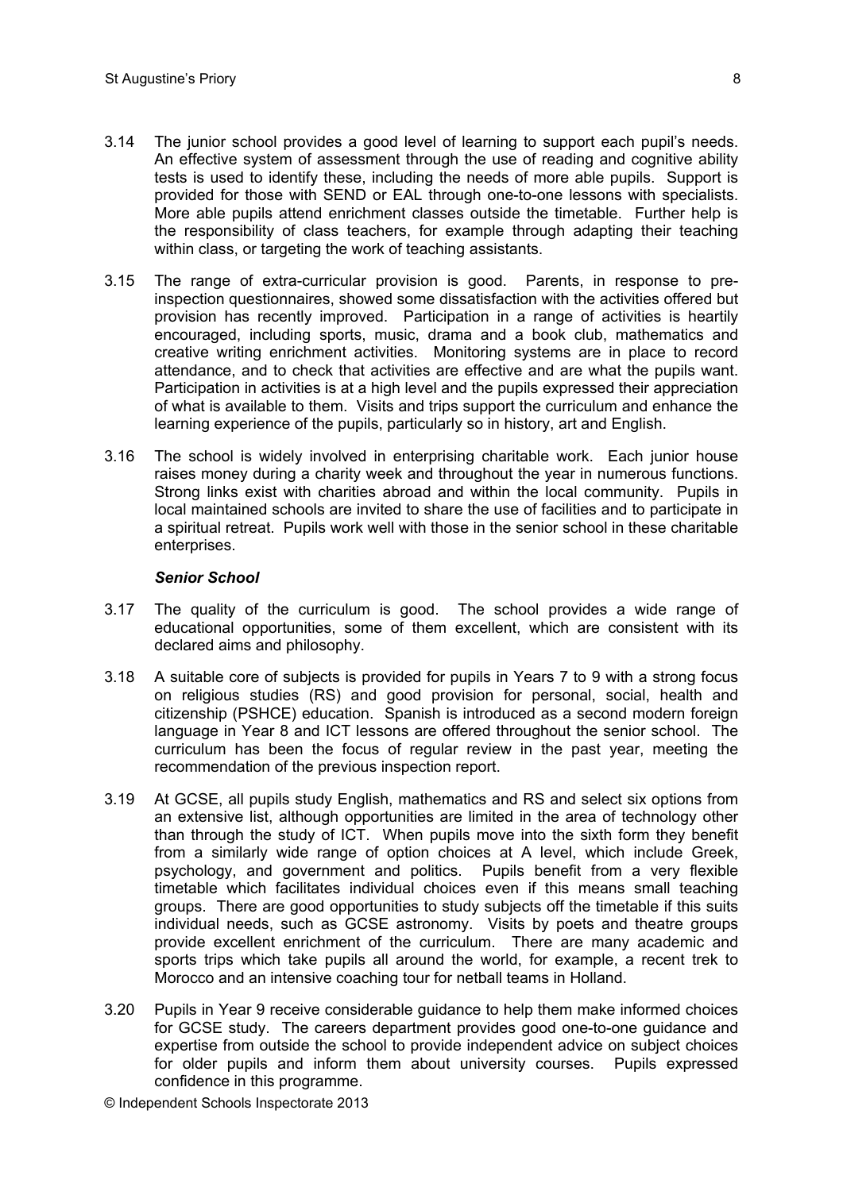3.14 The junior school provides a good level of learning to support each pupil's needs. An effective system of assessment through the use of reading and cognitive ability tests is used to identify these, including the needs of more able pupils. Support is provided for those with SEND or EAL through one-to-one lessons with specialists. More able pupils attend enrichment classes outside the timetable. Further help is the responsibility of class teachers, for example through adapting their teaching within class, or targeting the work of teaching assistants.

3.15 The range of extra-curricular provision is good. Parents, in response to pre-inspection questionnaires, showed some dissatisfaction with the activities offered but provision has recently improved. Participation in a range of activities is heartily encouraged, including sports, music, drama and a book club, mathematics and creative writing enrichment activities. Monitoring systems are in place to record attendance, and to check that activities are effective and are what the pupils want. Participation in activities is at a high level and the pupils expressed their appreciation of what is available to them. Visits and trips support the curriculum and enhance the learning experience of the pupils, particularly so in history, art and English.

3.16 The school is widely involved in enterprising charitable work. Each junior house raises money during a charity week and throughout the year in numerous functions. Strong links exist with charities abroad and within the local community. Pupils in local maintained schools are invited to share the use of facilities and to participate in a spiritual retreat. Pupils work well with those in the senior school in these charitable enterprises.

***Senior School***

3.17 The quality of the curriculum is good. The school provides a wide range of educational opportunities, some of them excellent, which are consistent with its declared aims and philosophy.

3.18 A suitable core of subjects is provided for pupils in Years 7 to 9 with a strong focus on religious studies (RS) and good provision for personal, social, health and citizenship (PSHCE) education. Spanish is introduced as a second modern foreign language in Year 8 and ICT lessons are offered throughout the senior school. The curriculum has been the focus of regular review in the past year, meeting the recommendation of the previous inspection report.

3.19 At GCSE, all pupils study English, mathematics and RS and select six options from an extensive list, although opportunities are limited in the area of technology other than through the study of ICT. When pupils move into the sixth form they benefit from a similarly wide range of option choices at A level, which include Greek, psychology, and government and politics. Pupils benefit from a very flexible timetable which facilitates individual choices even if this means small teaching groups. There are good opportunities to study subjects off the timetable if this suits individual needs, such as GCSE astronomy. Visits by poets and theatre groups provide excellent enrichment of the curriculum. There are many academic and sports trips which take pupils all around the world, for example, a recent trek to Morocco and an intensive coaching tour for netball teams in Holland.

3.20 Pupils in Year 9 receive considerable guidance to help them make informed choices for GCSE study. The careers department provides good one-to-one guidance and expertise from outside the school to provide independent advice on subject choices for older pupils and inform them about university courses. Pupils expressed confidence in this programme.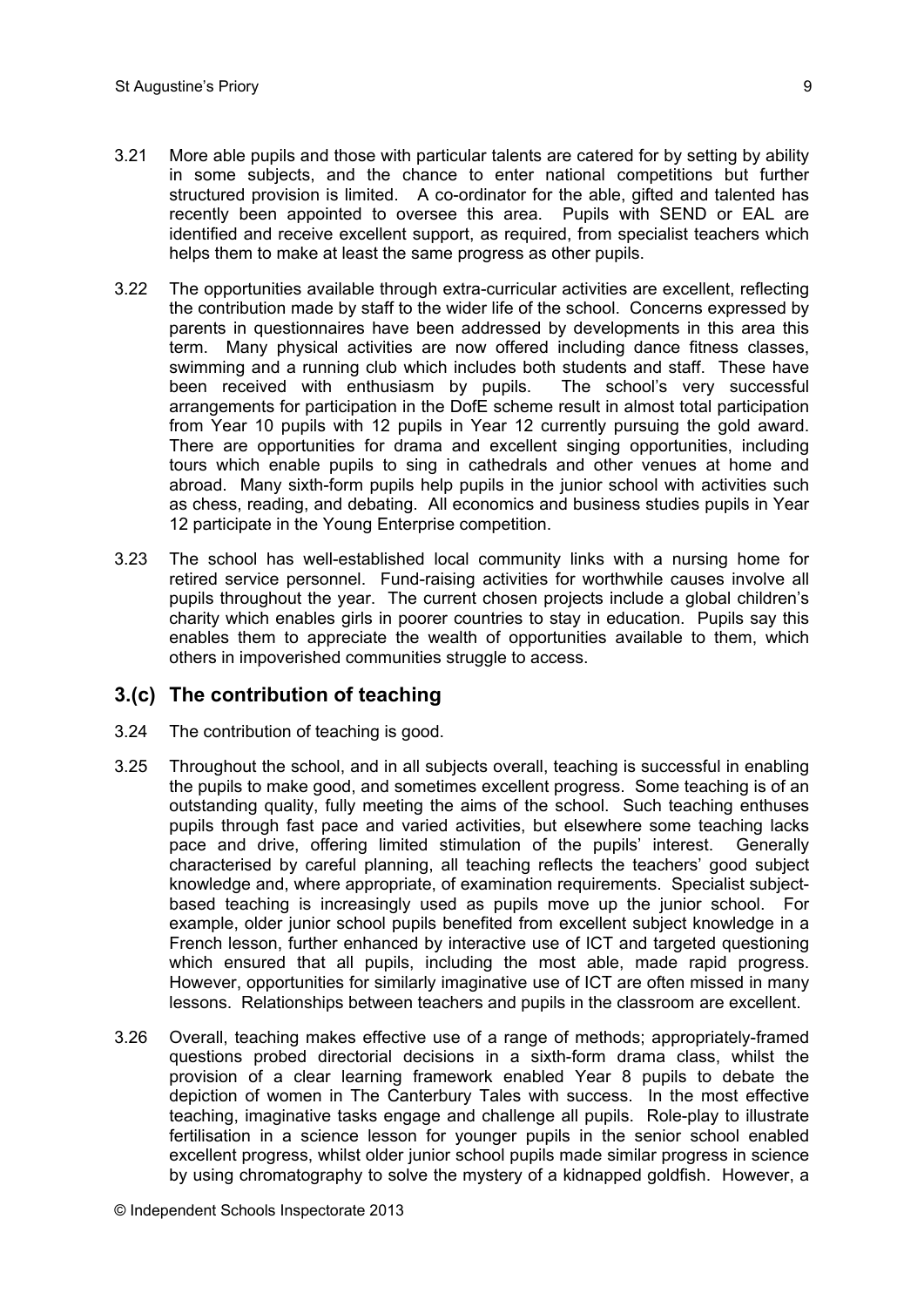3.21 More able pupils and those with particular talents are catered for by setting by ability in some subjects, and the chance to enter national competitions but further structured provision is limited. A co-ordinator for the able, gifted and talented has recently been appointed to oversee this area. Pupils with SEND or EAL are identified and receive excellent support, as required, from specialist teachers which helps them to make at least the same progress as other pupils.

3.22 The opportunities available through extra-curricular activities are excellent, reflecting the contribution made by staff to the wider life of the school. Concerns expressed by parents in questionnaires have been addressed by developments in this area this term. Many physical activities are now offered including dance fitness classes, swimming and a running club which includes both students and staff. These have been received with enthusiasm by pupils. The school's very successful arrangements for participation in the DofE scheme result in almost total participation from Year 10 pupils with 12 pupils in Year 12 currently pursuing the gold award. There are opportunities for drama and excellent singing opportunities, including tours which enable pupils to sing in cathedrals and other venues at home and abroad. Many sixth-form pupils help pupils in the junior school with activities such as chess, reading, and debating. All economics and business studies pupils in Year 12 participate in the Young Enterprise competition.

3.23 The school has well-established local community links with a nursing home for retired service personnel. Fund-raising activities for worthwhile causes involve all pupils throughout the year. The current chosen projects include a global children's charity which enables girls in poorer countries to stay in education. Pupils say this enables them to appreciate the wealth of opportunities available to them, which others in impoverished communities struggle to access.

## 3.(c) The contribution of teaching

3.24 The contribution of teaching is good.

3.25 Throughout the school, and in all subjects overall, teaching is successful in enabling the pupils to make good, and sometimes excellent progress. Some teaching is of an outstanding quality, fully meeting the aims of the school. Such teaching enthuses pupils through fast pace and varied activities, but elsewhere some teaching lacks pace and drive, offering limited stimulation of the pupils' interest. Generally characterised by careful planning, all teaching reflects the teachers' good subject knowledge and, where appropriate, of examination requirements. Specialist subject-based teaching is increasingly used as pupils move up the junior school. For example, older junior school pupils benefited from excellent subject knowledge in a French lesson, further enhanced by interactive use of ICT and targeted questioning which ensured that all pupils, including the most able, made rapid progress. However, opportunities for similarly imaginative use of ICT are often missed in many lessons. Relationships between teachers and pupils in the classroom are excellent.

3.26 Overall, teaching makes effective use of a range of methods; appropriately-framed questions probed directorial decisions in a sixth-form drama class, whilst the provision of a clear learning framework enabled Year 8 pupils to debate the depiction of women in The Canterbury Tales with success. In the most effective teaching, imaginative tasks engage and challenge all pupils. Role-play to illustrate fertilisation in a science lesson for younger pupils in the senior school enabled excellent progress, whilst older junior school pupils made similar progress in science by using chromatography to solve the mystery of a kidnapped goldfish. However, a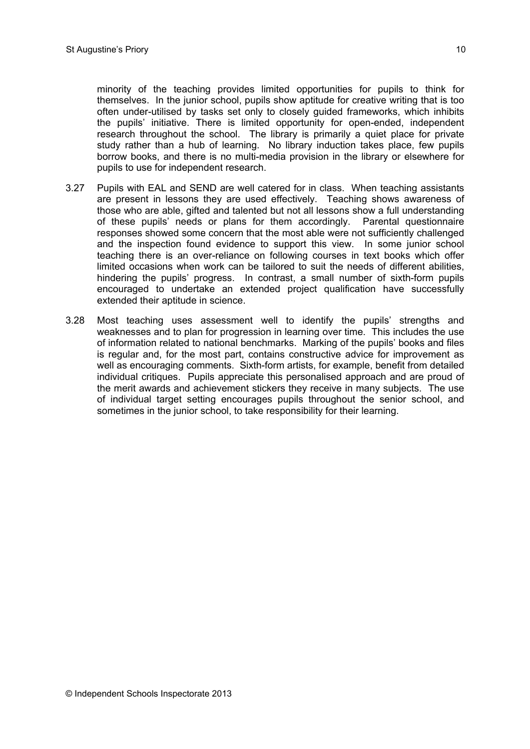minority of the teaching provides limited opportunities for pupils to think for themselves. In the junior school, pupils show aptitude for creative writing that is too often under-utilised by tasks set only to closely guided frameworks, which inhibits the pupils' initiative. There is limited opportunity for open-ended, independent research throughout the school. The library is primarily a quiet place for private study rather than a hub of learning. No library induction takes place, few pupils borrow books, and there is no multi-media provision in the library or elsewhere for pupils to use for independent research.

3.27 Pupils with EAL and SEND are well catered for in class. When teaching assistants are present in lessons they are used effectively. Teaching shows awareness of those who are able, gifted and talented but not all lessons show a full understanding of these pupils' needs or plans for them accordingly. Parental questionnaire responses showed some concern that the most able were not sufficiently challenged and the inspection found evidence to support this view. In some junior school teaching there is an over-reliance on following courses in text books which offer limited occasions when work can be tailored to suit the needs of different abilities, hindering the pupils' progress. In contrast, a small number of sixth-form pupils encouraged to undertake an extended project qualification have successfully extended their aptitude in science.

3.28 Most teaching uses assessment well to identify the pupils' strengths and weaknesses and to plan for progression in learning over time. This includes the use of information related to national benchmarks. Marking of the pupils' books and files is regular and, for the most part, contains constructive advice for improvement as well as encouraging comments. Sixth-form artists, for example, benefit from detailed individual critiques. Pupils appreciate this personalised approach and are proud of the merit awards and achievement stickers they receive in many subjects. The use of individual target setting encourages pupils throughout the senior school, and sometimes in the junior school, to take responsibility for their learning.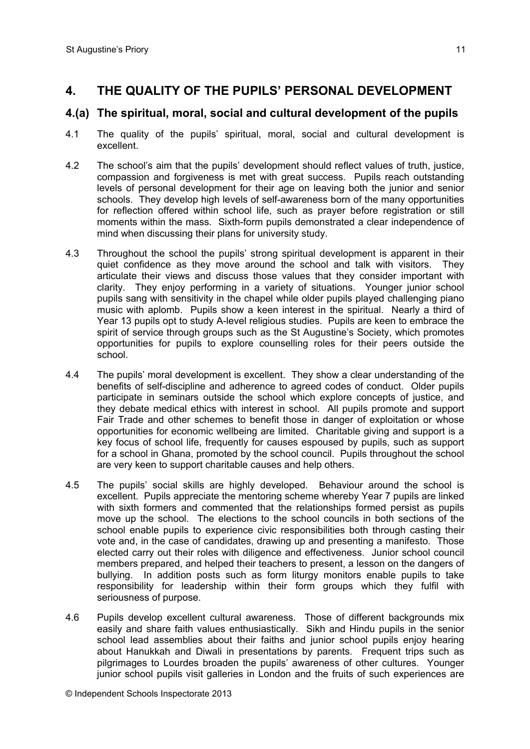## 4. THE QUALITY OF THE PUPILS' PERSONAL DEVELOPMENT

### 4.(a) The spiritual, moral, social and cultural development of the pupils

4.1 The quality of the pupils' spiritual, moral, social and cultural development is excellent.

4.2 The school's aim that the pupils' development should reflect values of truth, justice, compassion and forgiveness is met with great success. Pupils reach outstanding levels of personal development for their age on leaving both the junior and senior schools. They develop high levels of self-awareness born of the many opportunities for reflection offered within school life, such as prayer before registration or still moments within the mass. Sixth-form pupils demonstrated a clear independence of mind when discussing their plans for university study.

4.3 Throughout the school the pupils' strong spiritual development is apparent in their quiet confidence as they move around the school and talk with visitors. They articulate their views and discuss those values that they consider important with clarity. They enjoy performing in a variety of situations. Younger junior school pupils sang with sensitivity in the chapel while older pupils played challenging piano music with aplomb. Pupils show a keen interest in the spiritual. Nearly a third of Year 13 pupils opt to study A-level religious studies. Pupils are keen to embrace the spirit of service through groups such as the St Augustine's Society, which promotes opportunities for pupils to explore counselling roles for their peers outside the school.

4.4 The pupils' moral development is excellent. They show a clear understanding of the benefits of self-discipline and adherence to agreed codes of conduct. Older pupils participate in seminars outside the school which explore concepts of justice, and they debate medical ethics with interest in school. All pupils promote and support Fair Trade and other schemes to benefit those in danger of exploitation or whose opportunities for economic wellbeing are limited. Charitable giving and support is a key focus of school life, frequently for causes espoused by pupils, such as support for a school in Ghana, promoted by the school council. Pupils throughout the school are very keen to support charitable causes and help others.

4.5 The pupils' social skills are highly developed. Behaviour around the school is excellent. Pupils appreciate the mentoring scheme whereby Year 7 pupils are linked with sixth formers and commented that the relationships formed persist as pupils move up the school. The elections to the school councils in both sections of the school enable pupils to experience civic responsibilities both through casting their vote and, in the case of candidates, drawing up and presenting a manifesto. Those elected carry out their roles with diligence and effectiveness. Junior school council members prepared, and helped their teachers to present, a lesson on the dangers of bullying. In addition posts such as form liturgy monitors enable pupils to take responsibility for leadership within their form groups which they fulfil with seriousness of purpose.

4.6 Pupils develop excellent cultural awareness. Those of different backgrounds mix easily and share faith values enthusiastically. Sikh and Hindu pupils in the senior school lead assemblies about their faiths and junior school pupils enjoy hearing about Hanukkah and Diwali in presentations by parents. Frequent trips such as pilgrimages to Lourdes broaden the pupils' awareness of other cultures. Younger junior school pupils visit galleries in London and the fruits of such experiences are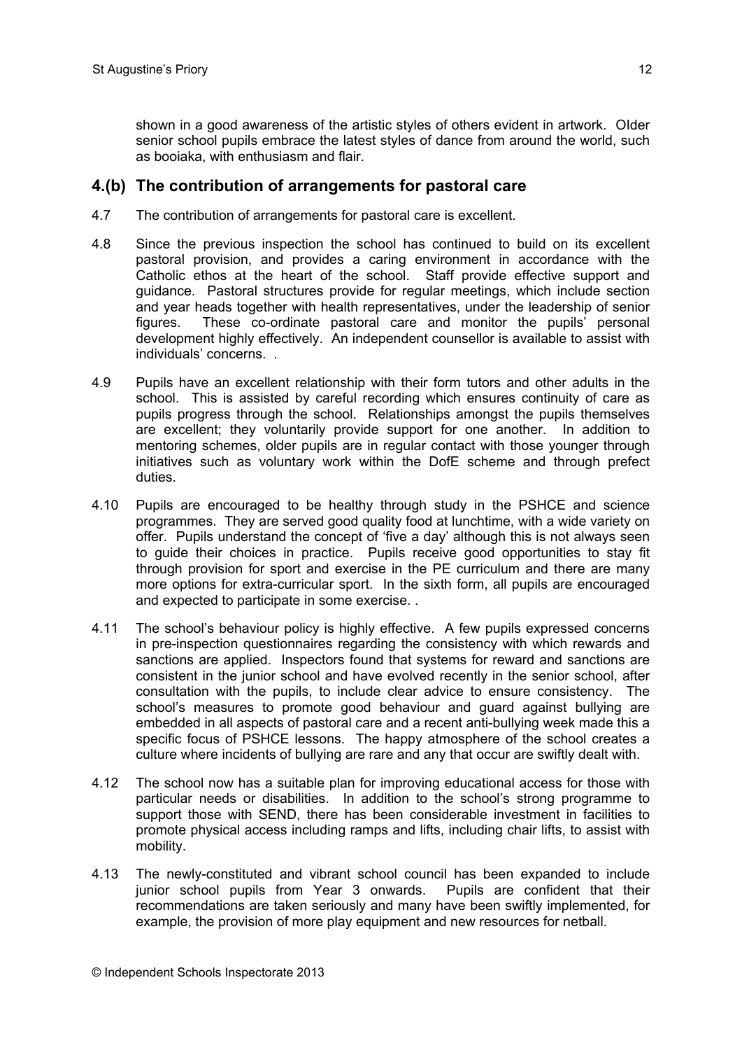shown in a good awareness of the artistic styles of others evident in artwork. Older senior school pupils embrace the latest styles of dance from around the world, such as booiaka, with enthusiasm and flair.

## 4.(b) The contribution of arrangements for pastoral care

4.7 The contribution of arrangements for pastoral care is excellent.

4.8 Since the previous inspection the school has continued to build on its excellent pastoral provision, and provides a caring environment in accordance with the Catholic ethos at the heart of the school. Staff provide effective support and guidance. Pastoral structures provide for regular meetings, which include section and year heads together with health representatives, under the leadership of senior figures. These co-ordinate pastoral care and monitor the pupils' personal development highly effectively. An independent counsellor is available to assist with individuals' concerns. .

4.9 Pupils have an excellent relationship with their form tutors and other adults in the school. This is assisted by careful recording which ensures continuity of care as pupils progress through the school. Relationships amongst the pupils themselves are excellent; they voluntarily provide support for one another. In addition to mentoring schemes, older pupils are in regular contact with those younger through initiatives such as voluntary work within the DofE scheme and through prefect duties.

4.10 Pupils are encouraged to be healthy through study in the PSHCE and science programmes. They are served good quality food at lunchtime, with a wide variety on offer. Pupils understand the concept of 'five a day' although this is not always seen to guide their choices in practice. Pupils receive good opportunities to stay fit through provision for sport and exercise in the PE curriculum and there are many more options for extra-curricular sport. In the sixth form, all pupils are encouraged and expected to participate in some exercise. .

4.11 The school's behaviour policy is highly effective. A few pupils expressed concerns in pre-inspection questionnaires regarding the consistency with which rewards and sanctions are applied. Inspectors found that systems for reward and sanctions are consistent in the junior school and have evolved recently in the senior school, after consultation with the pupils, to include clear advice to ensure consistency. The school's measures to promote good behaviour and guard against bullying are embedded in all aspects of pastoral care and a recent anti-bullying week made this a specific focus of PSHCE lessons. The happy atmosphere of the school creates a culture where incidents of bullying are rare and any that occur are swiftly dealt with.

4.12 The school now has a suitable plan for improving educational access for those with particular needs or disabilities. In addition to the school's strong programme to support those with SEND, there has been considerable investment in facilities to promote physical access including ramps and lifts, including chair lifts, to assist with mobility.

4.13 The newly-constituted and vibrant school council has been expanded to include junior school pupils from Year 3 onwards. Pupils are confident that their recommendations are taken seriously and many have been swiftly implemented, for example, the provision of more play equipment and new resources for netball.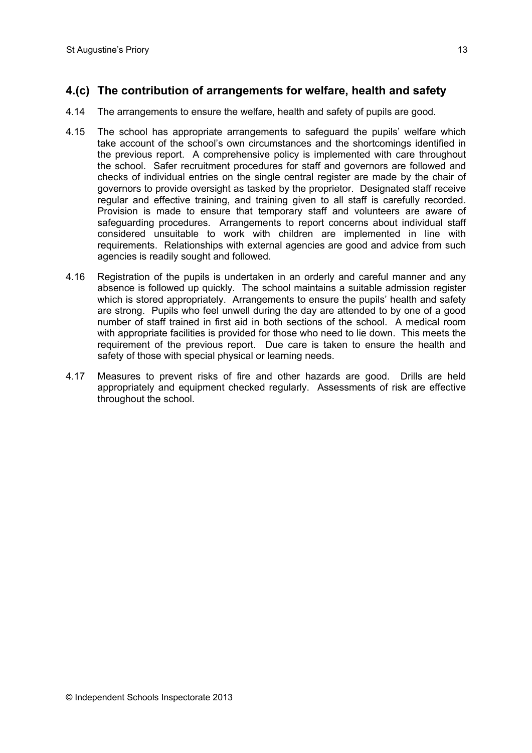## 4.(c) The contribution of arrangements for welfare, health and safety

4.14 The arrangements to ensure the welfare, health and safety of pupils are good.

4.15 The school has appropriate arrangements to safeguard the pupils' welfare which take account of the school's own circumstances and the shortcomings identified in the previous report. A comprehensive policy is implemented with care throughout the school. Safer recruitment procedures for staff and governors are followed and checks of individual entries on the single central register are made by the chair of governors to provide oversight as tasked by the proprietor. Designated staff receive regular and effective training, and training given to all staff is carefully recorded. Provision is made to ensure that temporary staff and volunteers are aware of safeguarding procedures. Arrangements to report concerns about individual staff considered unsuitable to work with children are implemented in line with requirements. Relationships with external agencies are good and advice from such agencies is readily sought and followed.

4.16 Registration of the pupils is undertaken in an orderly and careful manner and any absence is followed up quickly. The school maintains a suitable admission register which is stored appropriately. Arrangements to ensure the pupils' health and safety are strong. Pupils who feel unwell during the day are attended to by one of a good number of staff trained in first aid in both sections of the school. A medical room with appropriate facilities is provided for those who need to lie down. This meets the requirement of the previous report. Due care is taken to ensure the health and safety of those with special physical or learning needs.

4.17 Measures to prevent risks of fire and other hazards are good. Drills are held appropriately and equipment checked regularly. Assessments of risk are effective throughout the school.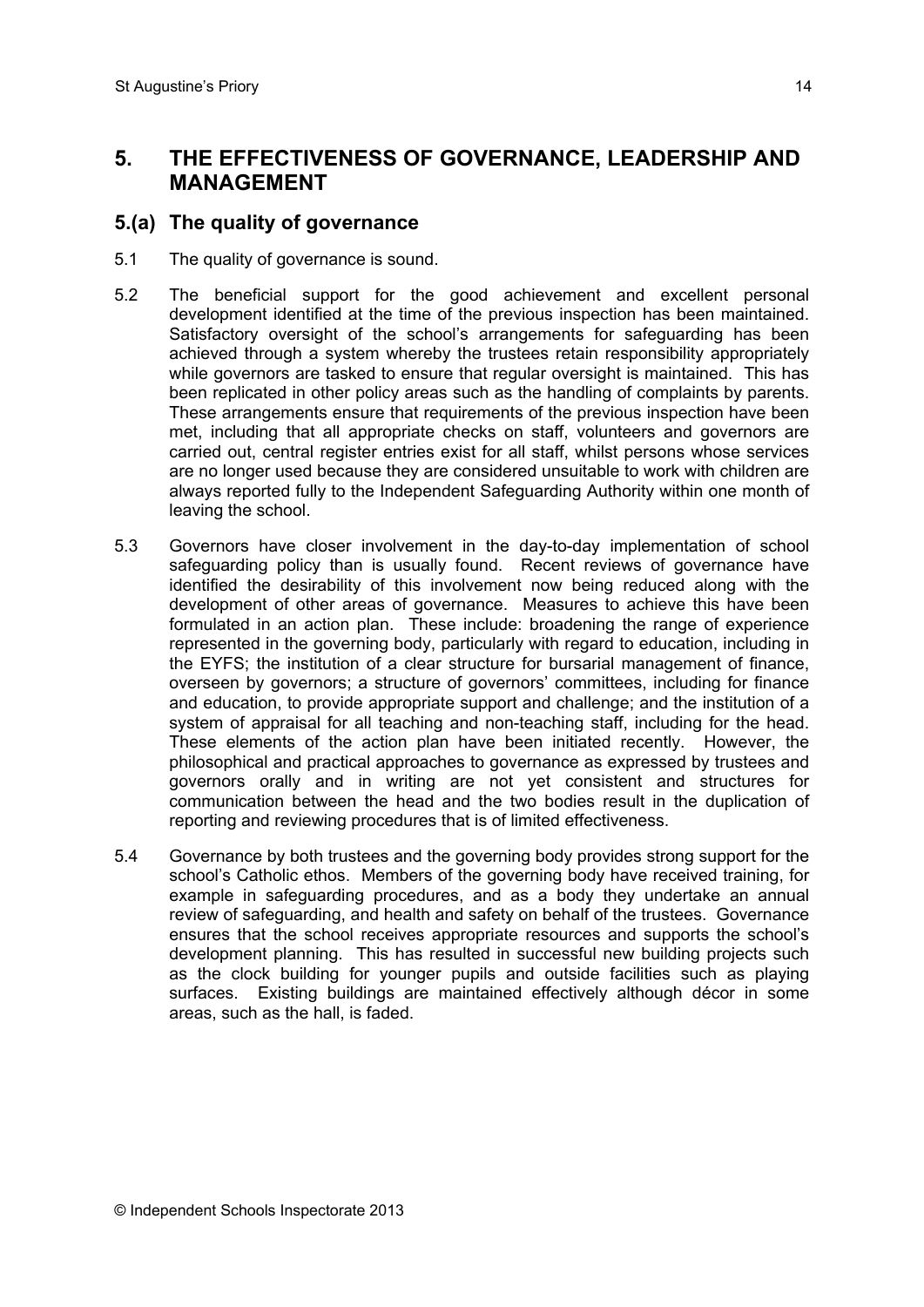## 5. THE EFFECTIVENESS OF GOVERNANCE, LEADERSHIP AND MANAGEMENT

### 5.(a) The quality of governance

5.1 The quality of governance is sound.

5.2 The beneficial support for the good achievement and excellent personal development identified at the time of the previous inspection has been maintained. Satisfactory oversight of the school's arrangements for safeguarding has been achieved through a system whereby the trustees retain responsibility appropriately while governors are tasked to ensure that regular oversight is maintained. This has been replicated in other policy areas such as the handling of complaints by parents. These arrangements ensure that requirements of the previous inspection have been met, including that all appropriate checks on staff, volunteers and governors are carried out, central register entries exist for all staff, whilst persons whose services are no longer used because they are considered unsuitable to work with children are always reported fully to the Independent Safeguarding Authority within one month of leaving the school.

5.3 Governors have closer involvement in the day-to-day implementation of school safeguarding policy than is usually found. Recent reviews of governance have identified the desirability of this involvement now being reduced along with the development of other areas of governance. Measures to achieve this have been formulated in an action plan. These include: broadening the range of experience represented in the governing body, particularly with regard to education, including in the EYFS; the institution of a clear structure for bursarial management of finance, overseen by governors; a structure of governors' committees, including for finance and education, to provide appropriate support and challenge; and the institution of a system of appraisal for all teaching and non-teaching staff, including for the head. These elements of the action plan have been initiated recently. However, the philosophical and practical approaches to governance as expressed by trustees and governors orally and in writing are not yet consistent and structures for communication between the head and the two bodies result in the duplication of reporting and reviewing procedures that is of limited effectiveness.

5.4 Governance by both trustees and the governing body provides strong support for the school's Catholic ethos. Members of the governing body have received training, for example in safeguarding procedures, and as a body they undertake an annual review of safeguarding, and health and safety on behalf of the trustees. Governance ensures that the school receives appropriate resources and supports the school's development planning. This has resulted in successful new building projects such as the clock building for younger pupils and outside facilities such as playing surfaces. Existing buildings are maintained effectively although décor in some areas, such as the hall, is faded.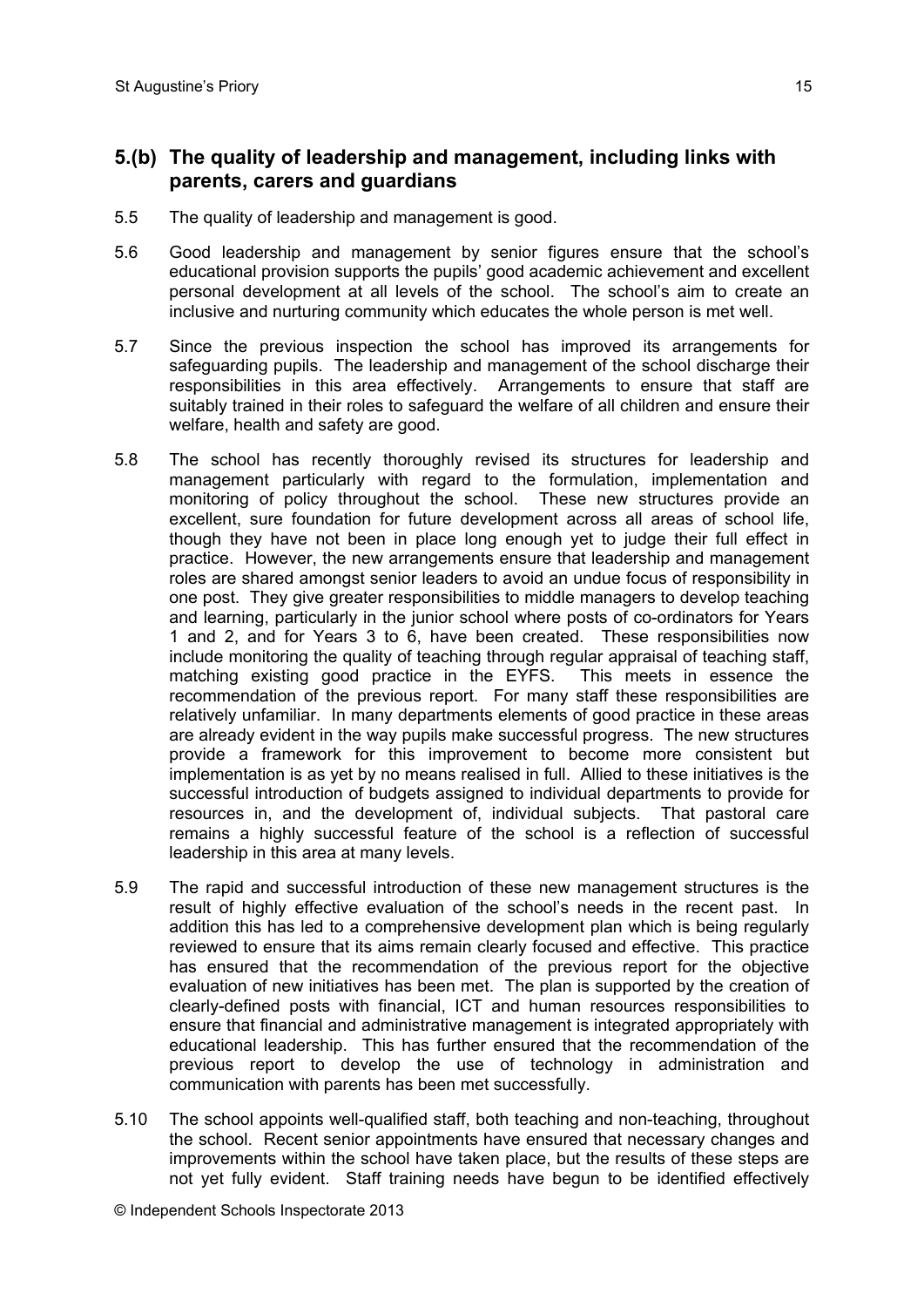## 5.(b) The quality of leadership and management, including links with parents, carers and guardians

5.5 The quality of leadership and management is good.

5.6 Good leadership and management by senior figures ensure that the school's educational provision supports the pupils' good academic achievement and excellent personal development at all levels of the school. The school's aim to create an inclusive and nurturing community which educates the whole person is met well.

5.7 Since the previous inspection the school has improved its arrangements for safeguarding pupils. The leadership and management of the school discharge their responsibilities in this area effectively. Arrangements to ensure that staff are suitably trained in their roles to safeguard the welfare of all children and ensure their welfare, health and safety are good.

5.8 The school has recently thoroughly revised its structures for leadership and management particularly with regard to the formulation, implementation and monitoring of policy throughout the school. These new structures provide an excellent, sure foundation for future development across all areas of school life, though they have not been in place long enough yet to judge their full effect in practice. However, the new arrangements ensure that leadership and management roles are shared amongst senior leaders to avoid an undue focus of responsibility in one post. They give greater responsibilities to middle managers to develop teaching and learning, particularly in the junior school where posts of co-ordinators for Years 1 and 2, and for Years 3 to 6, have been created. These responsibilities now include monitoring the quality of teaching through regular appraisal of teaching staff, matching existing good practice in the EYFS. This meets in essence the recommendation of the previous report. For many staff these responsibilities are relatively unfamiliar. In many departments elements of good practice in these areas are already evident in the way pupils make successful progress. The new structures provide a framework for this improvement to become more consistent but implementation is as yet by no means realised in full. Allied to these initiatives is the successful introduction of budgets assigned to individual departments to provide for resources in, and the development of, individual subjects. That pastoral care remains a highly successful feature of the school is a reflection of successful leadership in this area at many levels.

5.9 The rapid and successful introduction of these new management structures is the result of highly effective evaluation of the school's needs in the recent past. In addition this has led to a comprehensive development plan which is being regularly reviewed to ensure that its aims remain clearly focused and effective. This practice has ensured that the recommendation of the previous report for the objective evaluation of new initiatives has been met. The plan is supported by the creation of clearly-defined posts with financial, ICT and human resources responsibilities to ensure that financial and administrative management is integrated appropriately with educational leadership. This has further ensured that the recommendation of the previous report to develop the use of technology in administration and communication with parents has been met successfully.

5.10 The school appoints well-qualified staff, both teaching and non-teaching, throughout the school. Recent senior appointments have ensured that necessary changes and improvements within the school have taken place, but the results of these steps are not yet fully evident. Staff training needs have begun to be identified effectively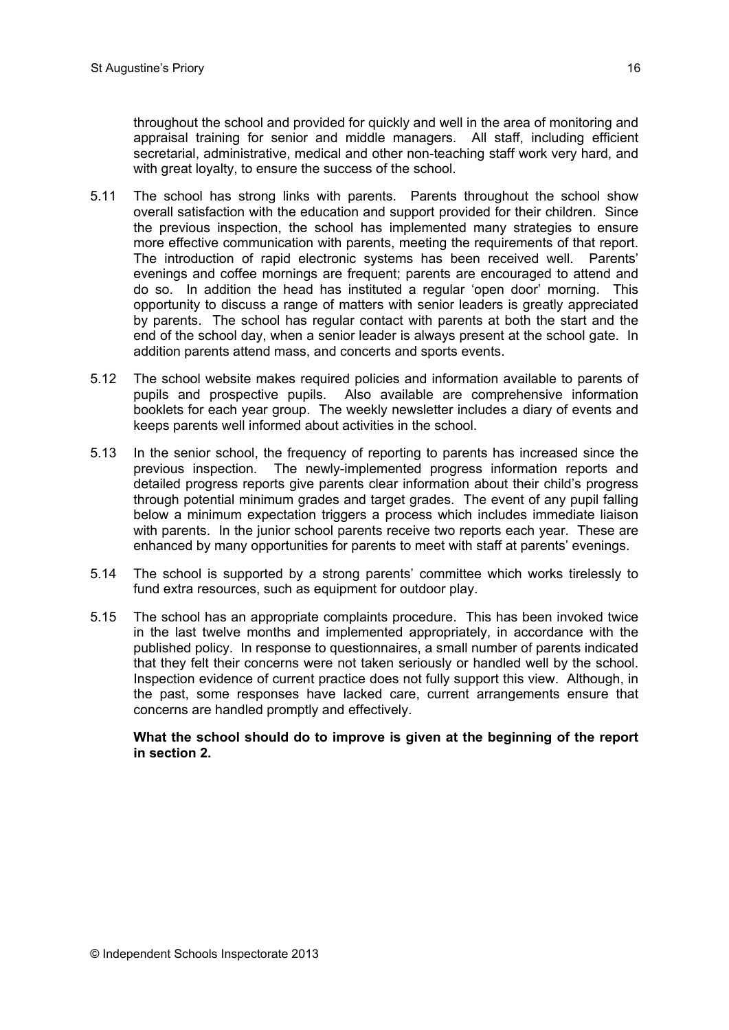throughout the school and provided for quickly and well in the area of monitoring and appraisal training for senior and middle managers. All staff, including efficient secretarial, administrative, medical and other non-teaching staff work very hard, and with great loyalty, to ensure the success of the school.

5.11 The school has strong links with parents. Parents throughout the school show overall satisfaction with the education and support provided for their children. Since the previous inspection, the school has implemented many strategies to ensure more effective communication with parents, meeting the requirements of that report. The introduction of rapid electronic systems has been received well. Parents' evenings and coffee mornings are frequent; parents are encouraged to attend and do so. In addition the head has instituted a regular 'open door' morning. This opportunity to discuss a range of matters with senior leaders is greatly appreciated by parents. The school has regular contact with parents at both the start and the end of the school day, when a senior leader is always present at the school gate. In addition parents attend mass, and concerts and sports events.

5.12 The school website makes required policies and information available to parents of pupils and prospective pupils. Also available are comprehensive information booklets for each year group. The weekly newsletter includes a diary of events and keeps parents well informed about activities in the school.

5.13 In the senior school, the frequency of reporting to parents has increased since the previous inspection. The newly-implemented progress information reports and detailed progress reports give parents clear information about their child's progress through potential minimum grades and target grades. The event of any pupil falling below a minimum expectation triggers a process which includes immediate liaison with parents. In the junior school parents receive two reports each year. These are enhanced by many opportunities for parents to meet with staff at parents' evenings.

5.14 The school is supported by a strong parents' committee which works tirelessly to fund extra resources, such as equipment for outdoor play.

5.15 The school has an appropriate complaints procedure. This has been invoked twice in the last twelve months and implemented appropriately, in accordance with the published policy. In response to questionnaires, a small number of parents indicated that they felt their concerns were not taken seriously or handled well by the school. Inspection evidence of current practice does not fully support this view. Although, in the past, some responses have lacked care, current arrangements ensure that concerns are handled promptly and effectively.

**What the school should do to improve is given at the beginning of the report in section 2.**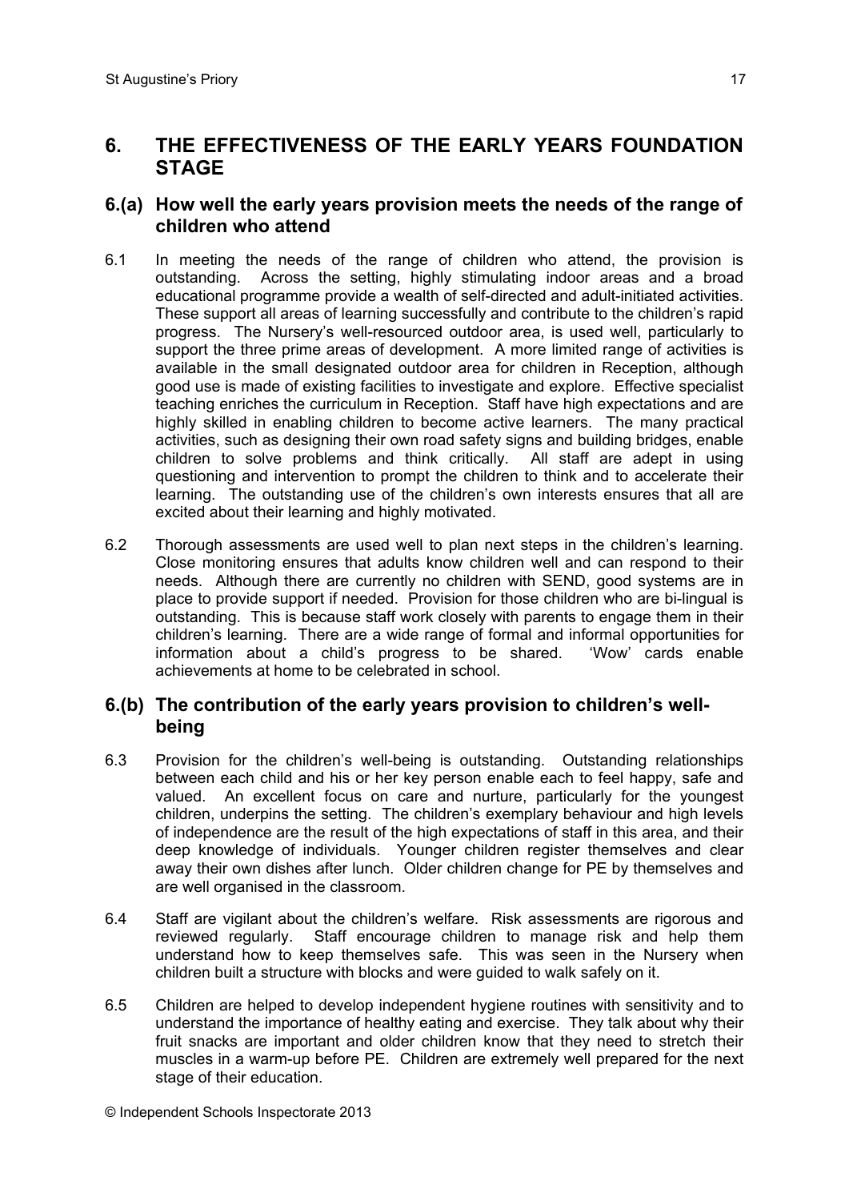## 6. THE EFFECTIVENESS OF THE EARLY YEARS FOUNDATION STAGE

### 6.(a) How well the early years provision meets the needs of the range of children who attend

6.1 In meeting the needs of the range of children who attend, the provision is outstanding. Across the setting, highly stimulating indoor areas and a broad educational programme provide a wealth of self-directed and adult-initiated activities. These support all areas of learning successfully and contribute to the children's rapid progress. The Nursery's well-resourced outdoor area, is used well, particularly to support the three prime areas of development. A more limited range of activities is available in the small designated outdoor area for children in Reception, although good use is made of existing facilities to investigate and explore. Effective specialist teaching enriches the curriculum in Reception. Staff have high expectations and are highly skilled in enabling children to become active learners. The many practical activities, such as designing their own road safety signs and building bridges, enable children to solve problems and think critically. All staff are adept in using questioning and intervention to prompt the children to think and to accelerate their learning. The outstanding use of the children's own interests ensures that all are excited about their learning and highly motivated.

6.2 Thorough assessments are used well to plan next steps in the children's learning. Close monitoring ensures that adults know children well and can respond to their needs. Although there are currently no children with SEND, good systems are in place to provide support if needed. Provision for those children who are bi-lingual is outstanding. This is because staff work closely with parents to engage them in their children's learning. There are a wide range of formal and informal opportunities for information about a child's progress to be shared. 'Wow' cards enable achievements at home to be celebrated in school.

### 6.(b) The contribution of the early years provision to children's well-being

6.3 Provision for the children's well-being is outstanding. Outstanding relationships between each child and his or her key person enable each to feel happy, safe and valued. An excellent focus on care and nurture, particularly for the youngest children, underpins the setting. The children's exemplary behaviour and high levels of independence are the result of the high expectations of staff in this area, and their deep knowledge of individuals. Younger children register themselves and clear away their own dishes after lunch. Older children change for PE by themselves and are well organised in the classroom.

6.4 Staff are vigilant about the children's welfare. Risk assessments are rigorous and reviewed regularly. Staff encourage children to manage risk and help them understand how to keep themselves safe. This was seen in the Nursery when children built a structure with blocks and were guided to walk safely on it.

6.5 Children are helped to develop independent hygiene routines with sensitivity and to understand the importance of healthy eating and exercise. They talk about why their fruit snacks are important and older children know that they need to stretch their muscles in a warm-up before PE. Children are extremely well prepared for the next stage of their education.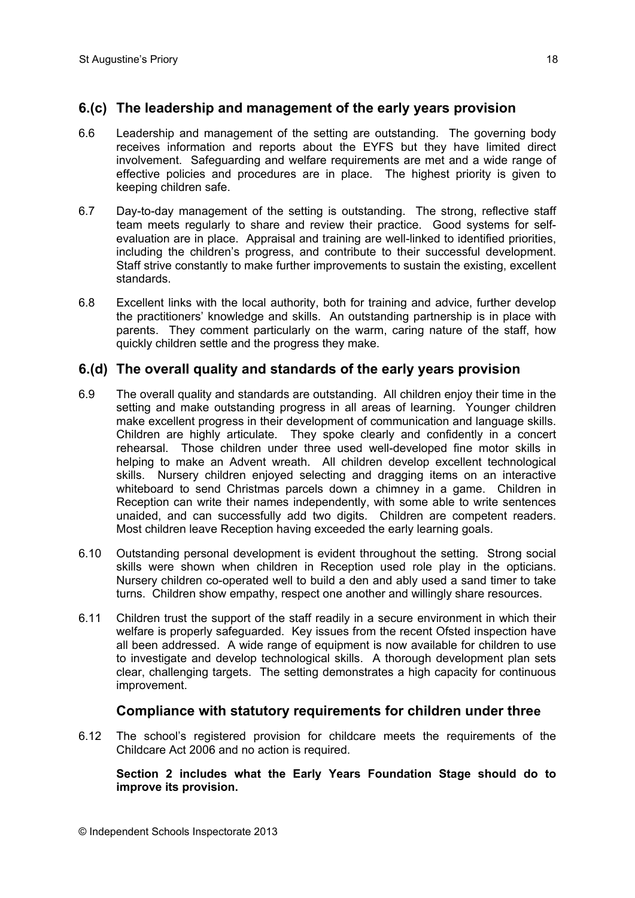## 6.(c) The leadership and management of the early years provision

6.6 Leadership and management of the setting are outstanding. The governing body receives information and reports about the EYFS but they have limited direct involvement. Safeguarding and welfare requirements are met and a wide range of effective policies and procedures are in place. The highest priority is given to keeping children safe.

6.7 Day-to-day management of the setting is outstanding. The strong, reflective staff team meets regularly to share and review their practice. Good systems for self-evaluation are in place. Appraisal and training are well-linked to identified priorities, including the children's progress, and contribute to their successful development. Staff strive constantly to make further improvements to sustain the existing, excellent standards.

6.8 Excellent links with the local authority, both for training and advice, further develop the practitioners' knowledge and skills. An outstanding partnership is in place with parents. They comment particularly on the warm, caring nature of the staff, how quickly children settle and the progress they make.

## 6.(d) The overall quality and standards of the early years provision

6.9 The overall quality and standards are outstanding. All children enjoy their time in the setting and make outstanding progress in all areas of learning. Younger children make excellent progress in their development of communication and language skills. Children are highly articulate. They spoke clearly and confidently in a concert rehearsal. Those children under three used well-developed fine motor skills in helping to make an Advent wreath. All children develop excellent technological skills. Nursery children enjoyed selecting and dragging items on an interactive whiteboard to send Christmas parcels down a chimney in a game. Children in Reception can write their names independently, with some able to write sentences unaided, and can successfully add two digits. Children are competent readers. Most children leave Reception having exceeded the early learning goals.

6.10 Outstanding personal development is evident throughout the setting. Strong social skills were shown when children in Reception used role play in the opticians. Nursery children co-operated well to build a den and ably used a sand timer to take turns. Children show empathy, respect one another and willingly share resources.

6.11 Children trust the support of the staff readily in a secure environment in which their welfare is properly safeguarded. Key issues from the recent Ofsted inspection have all been addressed. A wide range of equipment is now available for children to use to investigate and develop technological skills. A thorough development plan sets clear, challenging targets. The setting demonstrates a high capacity for continuous improvement.

### Compliance with statutory requirements for children under three

6.12 The school's registered provision for childcare meets the requirements of the Childcare Act 2006 and no action is required.

**Section 2 includes what the Early Years Foundation Stage should do to improve its provision.**